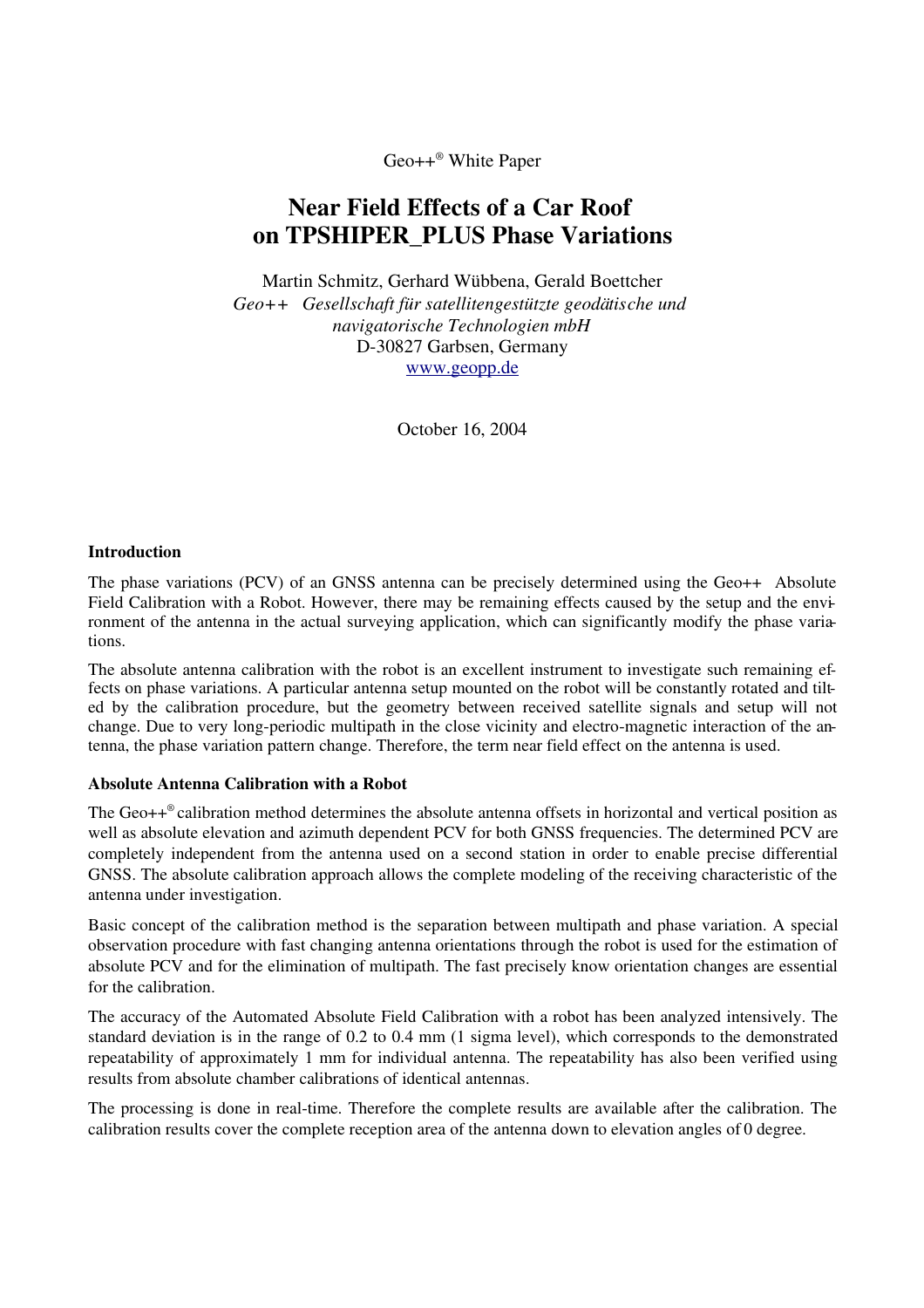Geo++® White Paper

# Near Field Effects of a Car Roof on TPSHIPER_PLUS Phase Variations

Martin Schmitz, Gerhard Wübbena, Gerald Boettcher

*Geo++ Gesellschaft für satellitengestützte geodätische und navigatorische Technologien mbH*

D-30827 Garbsen, Germany

www.geopp.de

October 16, 2004

## Introduction

The phase variations (PCV) of an GNSS antenna can be precisely determined using the Geo++ Absolute Field Calibration with a Robot. However, there may be remaining effects caused by the setup and the environment of the antenna in the actual surveying application, which can significantly modify the phase variations.

The absolute antenna calibration with the robot is an excellent instrument to investigate such remaining effects on phase variations. A particular antenna setup mounted on the robot will be constantly rotated and tilted by the calibration procedure, but the geometry between received satellite signals and setup will not change. Due to very long-periodic multipath in the close vicinity and electro-magnetic interaction of the antenna, the phase variation pattern change. Therefore, the term near field effect on the antenna is used.

## Absolute Antenna Calibration with a Robot

The Geo++® calibration method determines the absolute antenna offsets in horizontal and vertical position as well as absolute elevation and azimuth dependent PCV for both GNSS frequencies. The determined PCV are completely independent from the antenna used on a second station in order to enable precise differential GNSS. The absolute calibration approach allows the complete modeling of the receiving characteristic of the antenna under investigation.

Basic concept of the calibration method is the separation between multipath and phase variation. A special observation procedure with fast changing antenna orientations through the robot is used for the estimation of absolute PCV and for the elimination of multipath. The fast precisely know orientation changes are essential for the calibration.

The accuracy of the Automated Absolute Field Calibration with a robot has been analyzed intensively. The standard deviation is in the range of 0.2 to 0.4 mm (1 sigma level), which corresponds to the demonstrated repeatability of approximately 1 mm for individual antenna. The repeatability has also been verified using results from absolute chamber calibrations of identical antennas.

The processing is done in real-time. Therefore the complete results are available after the calibration. The calibration results cover the complete reception area of the antenna down to elevation angles of 0 degree.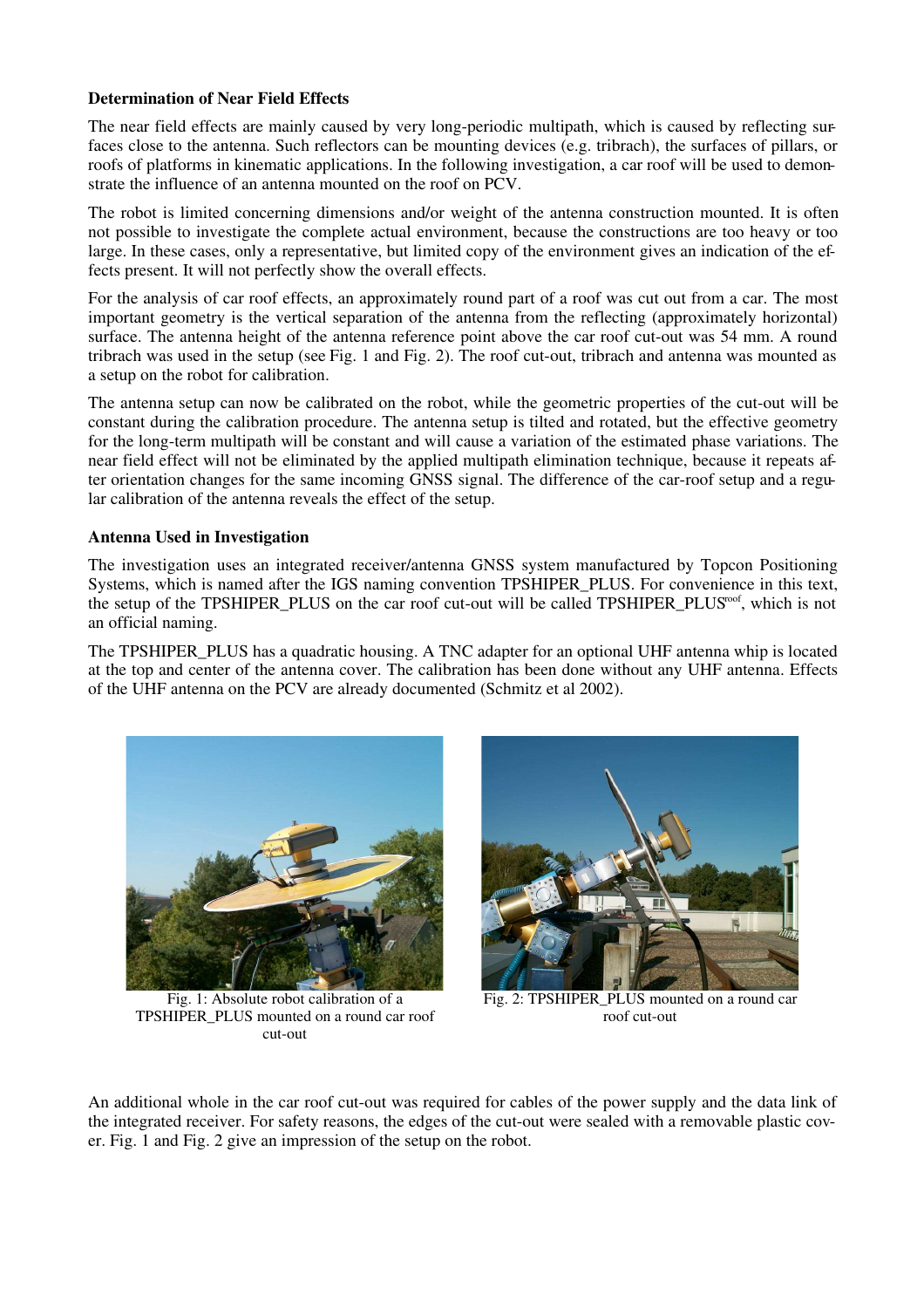**Determination of Near Field Effects**

The near field effects are mainly caused by very long-periodic multipath, which is caused by reflecting surfaces close to the antenna. Such reflectors can be mounting devices (e.g. tribrach), the surfaces of pillars, or roofs of platforms in kinematic applications. In the following investigation, a car roof will be used to demonstrate the influence of an antenna mounted on the roof on PCV.

The robot is limited concerning dimensions and/or weight of the antenna construction mounted. It is often not possible to investigate the complete actual environment, because the constructions are too heavy or too large. In these cases, only a representative, but limited copy of the environment gives an indication of the effects present. It will not perfectly show the overall effects.

For the analysis of car roof effects, an approximately round part of a roof was cut out from a car. The most important geometry is the vertical separation of the antenna from the reflecting (approximately horizontal) surface. The antenna height of the antenna reference point above the car roof cut-out was 54 mm. A round tribrach was used in the setup (see Fig. 1 and Fig. 2). The roof cut-out, tribrach and antenna was mounted as a setup on the robot for calibration.

The antenna setup can now be calibrated on the robot, while the geometric properties of the cut-out will be constant during the calibration procedure. The antenna setup is tilted and rotated, but the effective geometry for the long-term multipath will be constant and will cause a variation of the estimated phase variations. The near field effect will not be eliminated by the applied multipath elimination technique, because it repeats after orientation changes for the same incoming GNSS signal. The difference of the car-roof setup and a regular calibration of the antenna reveals the effect of the setup.

**Antenna Used in Investigation**

The investigation uses an integrated receiver/antenna GNSS system manufactured by Topcon Positioning Systems, which is named after the IGS naming convention TPSHIPER_PLUS. For convenience in this text, the setup of the TPSHIPER_PLUS on the car roof cut-out will be called TPSHIPER_PLUS$^{roof}$, which is not an official naming.

The TPSHIPER_PLUS has a quadratic housing. A TNC adapter for an optional UHF antenna whip is located at the top and center of the antenna cover. The calibration has been done without any UHF antenna. Effects of the UHF antenna on the PCV are already documented (Schmitz et al 2002).

Fig. 1: Absolute robot calibration of a TPSHIPER_PLUS mounted on a round car roof cut-out

Fig. 2: TPSHIPER_PLUS mounted on a round car roof cut-out

An additional whole in the car roof cut-out was required for cables of the power supply and the data link of the integrated receiver. For safety reasons, the edges of the cut-out were sealed with a removable plastic cover. Fig. 1 and Fig. 2 give an impression of the setup on the robot.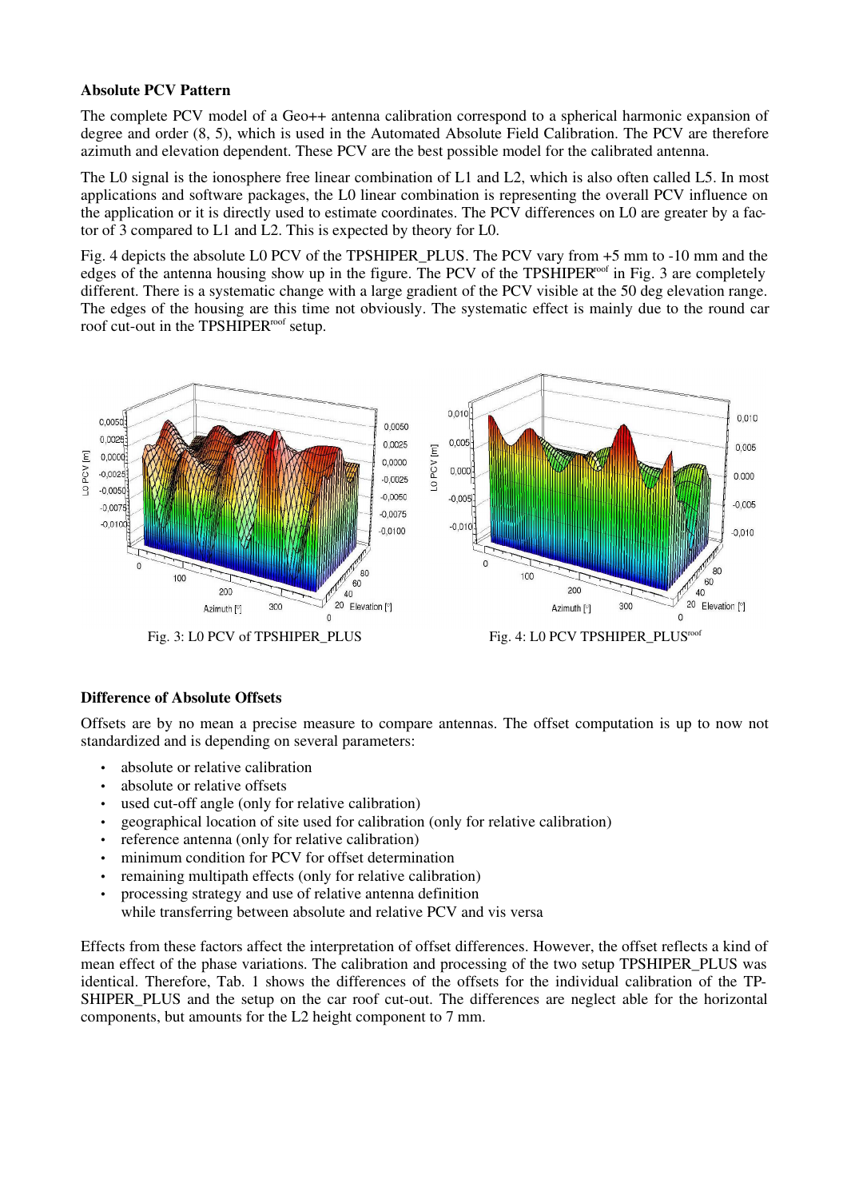**Absolute PCV Pattern**

The complete PCV model of a Geo++ antenna calibration correspond to a spherical harmonic expansion of degree and order (8, 5), which is used in the Automated Absolute Field Calibration. The PCV are therefore azimuth and elevation dependent. These PCV are the best possible model for the calibrated antenna.

The L0 signal is the ionosphere free linear combination of L1 and L2, which is also often called L5. In most applications and software packages, the L0 linear combination is representing the overall PCV influence on the application or it is directly used to estimate coordinates. The PCV differences on L0 are greater by a factor of 3 compared to L1 and L2. This is expected by theory for L0.

Fig. 4 depicts the absolute L0 PCV of the TPSHIPER_PLUS. The PCV vary from +5 mm to -10 mm and the edges of the antenna housing show up in the figure. The PCV of the TPSHIPER[roof] in Fig. 3 are completely different. There is a systematic change with a large gradient of the PCV visible at the 50 deg elevation range. The edges of the housing are this time not obviously. The systematic effect is mainly due to the round car roof cut-out in the TPSHIPER[roof] setup.

Fig. 3: L0 PCV of TPSHIPER_PLUS

Fig. 4: L0 PCV TPSHIPER_PLUS[roof]

**Difference of Absolute Offsets**

Offsets are by no mean a precise measure to compare antennas. The offset computation is up to now not standardized and is depending on several parameters:

- absolute or relative calibration
- absolute or relative offsets
- used cut-off angle (only for relative calibration)
- geographical location of site used for calibration (only for relative calibration)
- reference antenna (only for relative calibration)
- minimum condition for PCV for offset determination
- remaining multipath effects (only for relative calibration)
- processing strategy and use of relative antenna definition while transferring between absolute and relative PCV and vis versa

Effects from these factors affect the interpretation of offset differences. However, the offset reflects a kind of mean effect of the phase variations. The calibration and processing of the two setup TPSHIPER_PLUS was identical. Therefore, Tab. 1 shows the differences of the offsets for the individual calibration of the TPSHIPER_PLUS and the setup on the car roof cut-out. The differences are neglect able for the horizontal components, but amounts for the L2 height component to 7 mm.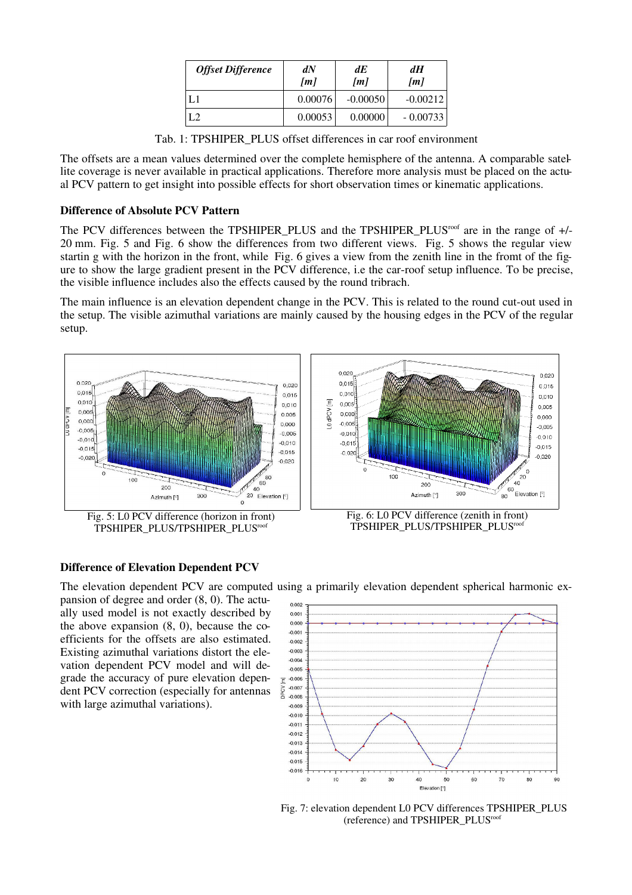| *Offset Difference* | *dN [m]* | *dE [m]* | *dH [m]* |
|---|---|---|---|
| L1 | 0.00076 | -0.00050 | -0.00212 |
| L2 | 0.00053 | 0.00000 | - 0.00733 |

Tab. 1: TPSHIPER_PLUS offset differences in car roof environment

The offsets are a mean values determined over the complete hemisphere of the antenna. A comparable satellite coverage is never available in practical applications. Therefore more analysis must be placed on the actual PCV pattern to get insight into possible effects for short observation times or kinematic applications.

**Difference of Absolute PCV Pattern**

The PCV differences between the TPSHIPER_PLUS and the TPSHIPER_PLUS[roof] are in the range of +/- 20 mm. Fig. 5 and Fig. 6 show the differences from two different views. Fig. 5 shows the regular view startin g with the horizon in the front, while Fig. 6 gives a view from the zenith line in the fromt of the figure to show the large gradient present in the PCV difference, i.e the car-roof setup influence. To be precise, the visible influence includes also the effects caused by the round tribrach.

The main influence is an elevation dependent change in the PCV. This is related to the round cut-out used in the setup. The visible azimuthal variations are mainly caused by the housing edges in the PCV of the regular setup.

Fig. 5: L0 PCV difference (horizon in front) TPSHIPER_PLUS/TPSHIPER_PLUS[roof]

Fig. 6: L0 PCV difference (zenith in front) TPSHIPER_PLUS/TPSHIPER_PLUS[roof]

**Difference of Elevation Dependent PCV**

The elevation dependent PCV are computed using a primarily elevation dependent spherical harmonic expansion of degree and order (8, 0). The actually used model is not exactly described by the above expansion (8, 0), because the coefficients for the offsets are also estimated. Existing azimuthal variations distort the elevation dependent PCV model and will degrade the accuracy of pure elevation dependent PCV correction (especially for antennas with large azimuthal variations).

Fig. 7: elevation dependent L0 PCV differences TPSHIPER_PLUS (reference) and TPSHIPER_PLUS[roof]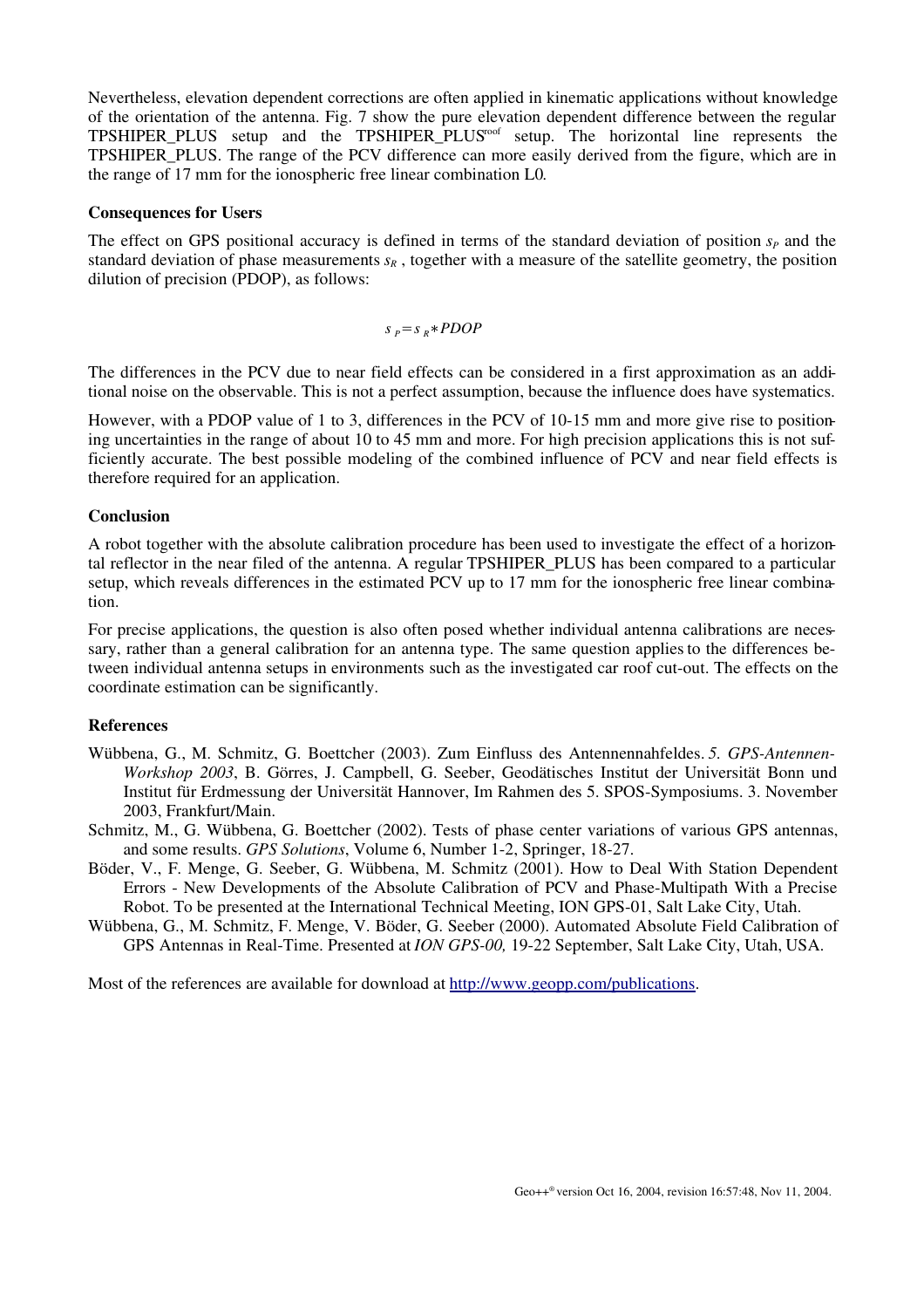Nevertheless, elevation dependent corrections are often applied in kinematic applications without knowledge of the orientation of the antenna. Fig. 7 show the pure elevation dependent difference between the regular TPSHIPER_PLUS setup and the TPSHIPER_PLUS$^{roof}$ setup. The horizontal line represents the TPSHIPER_PLUS. The range of the PCV difference can more easily derived from the figure, which are in the range of 17 mm for the ionospheric free linear combination L0.

### Consequences for Users

The effect on GPS positional accuracy is defined in terms of the standard deviation of position $s_P$ and the standard deviation of phase measurements $s_R$ , together with a measure of the satellite geometry, the position dilution of precision (PDOP), as follows:

$$s_P = s_R * PDOP$$

The differences in the PCV due to near field effects can be considered in a first approximation as an additional noise on the observable. This is not a perfect assumption, because the influence does have systematics.

However, with a PDOP value of 1 to 3, differences in the PCV of 10-15 mm and more give rise to positioning uncertainties in the range of about 10 to 45 mm and more. For high precision applications this is not sufficiently accurate. The best possible modeling of the combined influence of PCV and near field effects is therefore required for an application.

### Conclusion

A robot together with the absolute calibration procedure has been used to investigate the effect of a horizontal reflector in the near filed of the antenna. A regular TPSHIPER_PLUS has been compared to a particular setup, which reveals differences in the estimated PCV up to 17 mm for the ionospheric free linear combination.

For precise applications, the question is also often posed whether individual antenna calibrations are necessary, rather than a general calibration for an antenna type. The same question applies to the differences between individual antenna setups in environments such as the investigated car roof cut-out. The effects on the coordinate estimation can be significantly.

### References

Wübbena, G., M. Schmitz, G. Boettcher (2003). Zum Einfluss des Antennennahfeldes. *5. GPS-Antennen-Workshop 2003*, B. Görres, J. Campbell, G. Seeber, Geodätisches Institut der Universität Bonn und Institut für Erdmessung der Universität Hannover, Im Rahmen des 5. SPOS-Symposiums. 3. November 2003, Frankfurt/Main.

Schmitz, M., G. Wübbena, G. Boettcher (2002). Tests of phase center variations of various GPS antennas, and some results. *GPS Solutions*, Volume 6, Number 1-2, Springer, 18-27.

Böder, V., F. Menge, G. Seeber, G. Wübbena, M. Schmitz (2001). How to Deal With Station Dependent Errors - New Developments of the Absolute Calibration of PCV and Phase-Multipath With a Precise Robot. To be presented at the International Technical Meeting, ION GPS-01, Salt Lake City, Utah.

Wübbena, G., M. Schmitz, F. Menge, V. Böder, G. Seeber (2000). Automated Absolute Field Calibration of GPS Antennas in Real-Time. Presented at *ION GPS-00,* 19-22 September, Salt Lake City, Utah, USA.

Most of the references are available for download at http://www.geopp.com/publications.

Geo++® version Oct 16, 2004, revision 16:57:48, Nov 11, 2004.